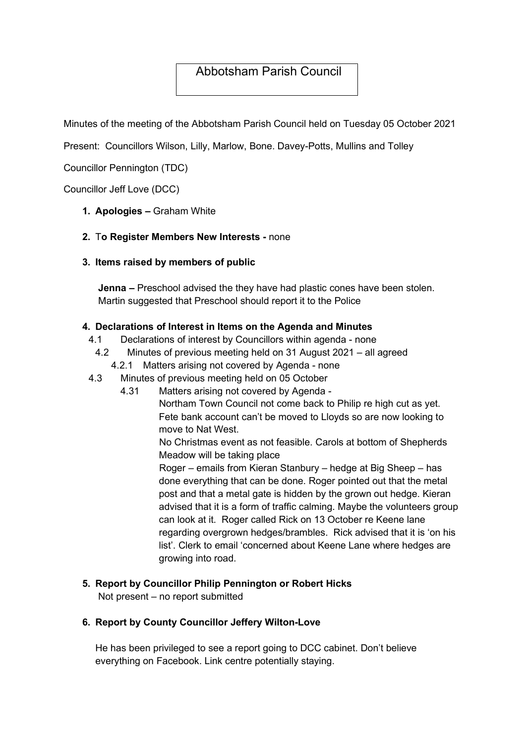# Abbotsham Parish Council

Minutes of the meeting of the Abbotsham Parish Council held on Tuesday 05 October 2021

Present: Councillors Wilson, Lilly, Marlow, Bone. Davey-Potts, Mullins and Tolley

Councillor Pennington (TDC)

Councillor Jeff Love (DCC)

1. **Apologies –** Graham White

2. T**o Register Members New Interests -** none

3. **Items raised by members of public**

   **Jenna –** Preschool advised the they have had plastic cones have been stolen. Martin suggested that Preschool should report it to the Police

4. **Declarations of Interest in Items on the Agenda and Minutes**
   - 4.1 Declarations of interest by Councillors within agenda - none
   - 4.2 Minutes of previous meeting held on 31 August 2021 – all agreed
     - 4.2.1 Matters arising not covered by Agenda - none
   - 4.3 Minutes of previous meeting held on 05 October
     - 4.31 Matters arising not covered by Agenda -

       Northam Town Council not come back to Philip re high cut as yet. Fete bank account can't be moved to Lloyds so are now looking to move to Nat West.

       No Christmas event as not feasible. Carols at bottom of Shepherds Meadow will be taking place

       Roger – emails from Kieran Stanbury – hedge at Big Sheep – has done everything that can be done. Roger pointed out that the metal post and that a metal gate is hidden by the grown out hedge. Kieran advised that it is a form of traffic calming. Maybe the volunteers group can look at it. Roger called Rick on 13 October re Keene lane regarding overgrown hedges/brambles. Rick advised that it is 'on his list'. Clerk to email 'concerned about Keene Lane where hedges are growing into road.

5. **Report by Councillor Philip Pennington or Robert Hicks**

   Not present – no report submitted

6. **Report by County Councillor Jeffery Wilton-Love**

   He has been privileged to see a report going to DCC cabinet. Don't believe everything on Facebook. Link centre potentially staying.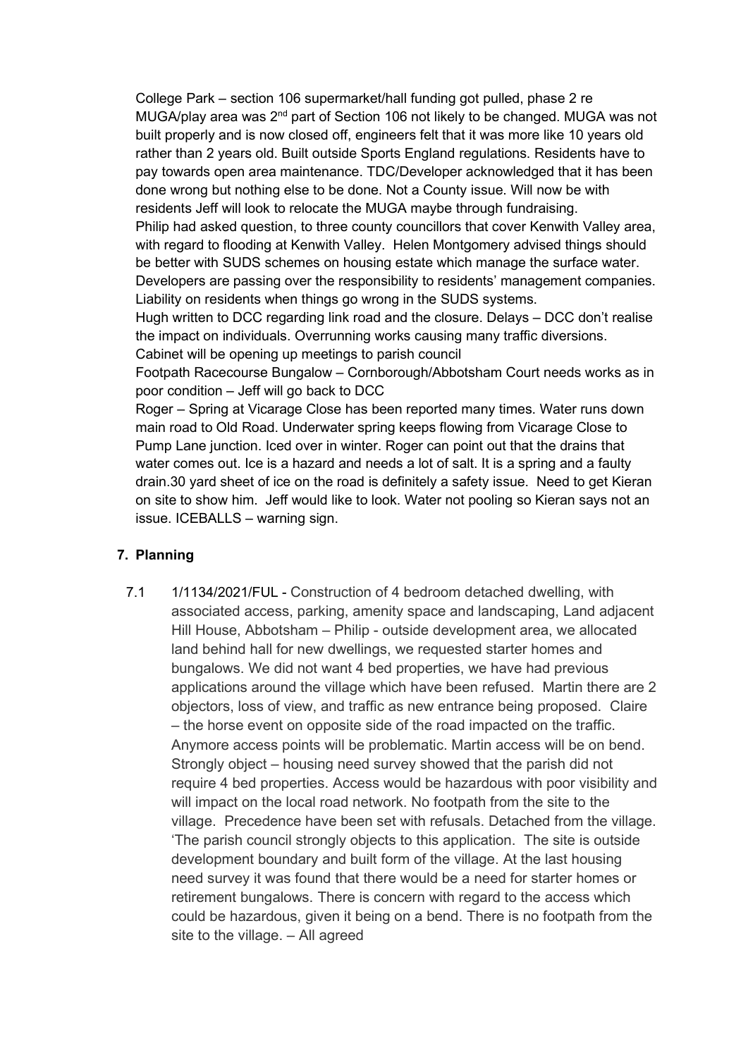College Park – section 106 supermarket/hall funding got pulled, phase 2 re MUGA/play area was 2nd part of Section 106 not likely to be changed. MUGA was not built properly and is now closed off, engineers felt that it was more like 10 years old rather than 2 years old. Built outside Sports England regulations. Residents have to pay towards open area maintenance. TDC/Developer acknowledged that it has been done wrong but nothing else to be done. Not a County issue. Will now be with residents Jeff will look to relocate the MUGA maybe through fundraising.

Philip had asked question, to three county councillors that cover Kenwith Valley area, with regard to flooding at Kenwith Valley. Helen Montgomery advised things should be better with SUDS schemes on housing estate which manage the surface water. Developers are passing over the responsibility to residents' management companies. Liability on residents when things go wrong in the SUDS systems.

Hugh written to DCC regarding link road and the closure. Delays – DCC don't realise the impact on individuals. Overrunning works causing many traffic diversions. Cabinet will be opening up meetings to parish council

Footpath Racecourse Bungalow – Cornborough/Abbotsham Court needs works as in poor condition – Jeff will go back to DCC

Roger – Spring at Vicarage Close has been reported many times. Water runs down main road to Old Road. Underwater spring keeps flowing from Vicarage Close to Pump Lane junction. Iced over in winter. Roger can point out that the drains that water comes out. Ice is a hazard and needs a lot of salt. It is a spring and a faulty drain.30 yard sheet of ice on the road is definitely a safety issue. Need to get Kieran on site to show him. Jeff would like to look. Water not pooling so Kieran says not an issue. ICEBALLS – warning sign.

**7. Planning**

7.1 1/1134/2021/FUL - Construction of 4 bedroom detached dwelling, with associated access, parking, amenity space and landscaping, Land adjacent Hill House, Abbotsham – Philip - outside development area, we allocated land behind hall for new dwellings, we requested starter homes and bungalows. We did not want 4 bed properties, we have had previous applications around the village which have been refused. Martin there are 2 objectors, loss of view, and traffic as new entrance being proposed. Claire – the horse event on opposite side of the road impacted on the traffic. Anymore access points will be problematic. Martin access will be on bend. Strongly object – housing need survey showed that the parish did not require 4 bed properties. Access would be hazardous with poor visibility and will impact on the local road network. No footpath from the site to the village. Precedence have been set with refusals. Detached from the village. 'The parish council strongly objects to this application. The site is outside development boundary and built form of the village. At the last housing need survey it was found that there would be a need for starter homes or retirement bungalows. There is concern with regard to the access which could be hazardous, given it being on a bend. There is no footpath from the site to the village. – All agreed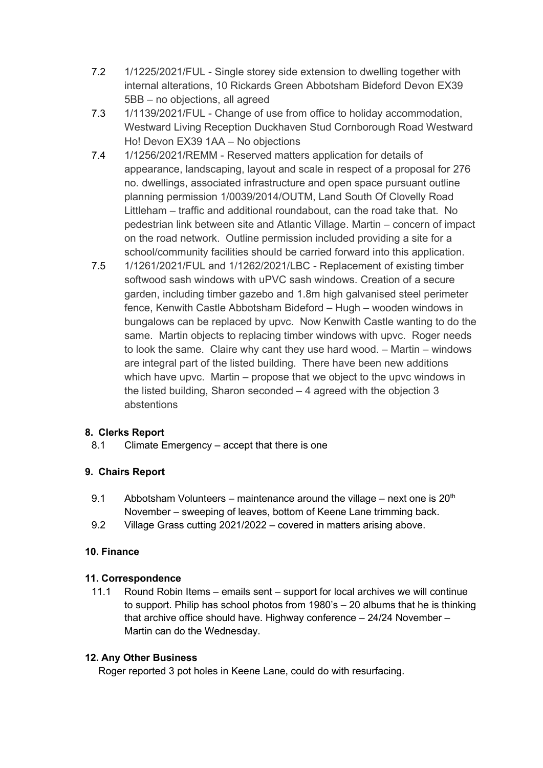7.2 1/1225/2021/FUL - Single storey side extension to dwelling together with internal alterations, 10 Rickards Green Abbotsham Bideford Devon EX39 5BB – no objections, all agreed

7.3 1/1139/2021/FUL - Change of use from office to holiday accommodation, Westward Living Reception Duckhaven Stud Cornborough Road Westward Ho! Devon EX39 1AA – No objections

7.4 1/1256/2021/REMM - Reserved matters application for details of appearance, landscaping, layout and scale in respect of a proposal for 276 no. dwellings, associated infrastructure and open space pursuant outline planning permission 1/0039/2014/OUTM, Land South Of Clovelly Road Littleham – traffic and additional roundabout, can the road take that. No pedestrian link between site and Atlantic Village. Martin – concern of impact on the road network. Outline permission included providing a site for a school/community facilities should be carried forward into this application.

7.5 1/1261/2021/FUL and 1/1262/2021/LBC - Replacement of existing timber softwood sash windows with uPVC sash windows. Creation of a secure garden, including timber gazebo and 1.8m high galvanised steel perimeter fence, Kenwith Castle Abbotsham Bideford – Hugh – wooden windows in bungalows can be replaced by upvc. Now Kenwith Castle wanting to do the same. Martin objects to replacing timber windows with upvc. Roger needs to look the same. Claire why cant they use hard wood. – Martin – windows are integral part of the listed building. There have been new additions which have upvc. Martin – propose that we object to the upvc windows in the listed building, Sharon seconded – 4 agreed with the objection 3 abstentions

**8. Clerks Report**

8.1 Climate Emergency – accept that there is one

**9. Chairs Report**

9.1 Abbotsham Volunteers – maintenance around the village – next one is 20th November – sweeping of leaves, bottom of Keene Lane trimming back.

9.2 Village Grass cutting 2021/2022 – covered in matters arising above.

**10. Finance**

**11. Correspondence**

11.1 Round Robin Items – emails sent – support for local archives we will continue to support. Philip has school photos from 1980's – 20 albums that he is thinking that archive office should have. Highway conference – 24/24 November – Martin can do the Wednesday.

**12. Any Other Business**

Roger reported 3 pot holes in Keene Lane, could do with resurfacing.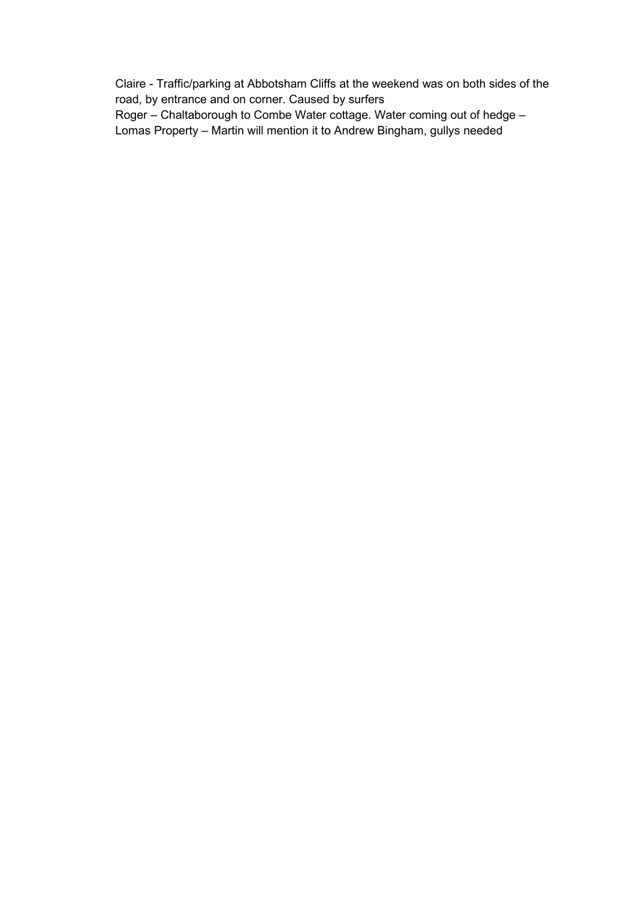Claire - Traffic/parking at Abbotsham Cliffs at the weekend was on both sides of the road, by entrance and on corner. Caused by surfers

Roger – Chaltaborough to Combe Water cottage. Water coming out of hedge – Lomas Property – Martin will mention it to Andrew Bingham, gullys needed